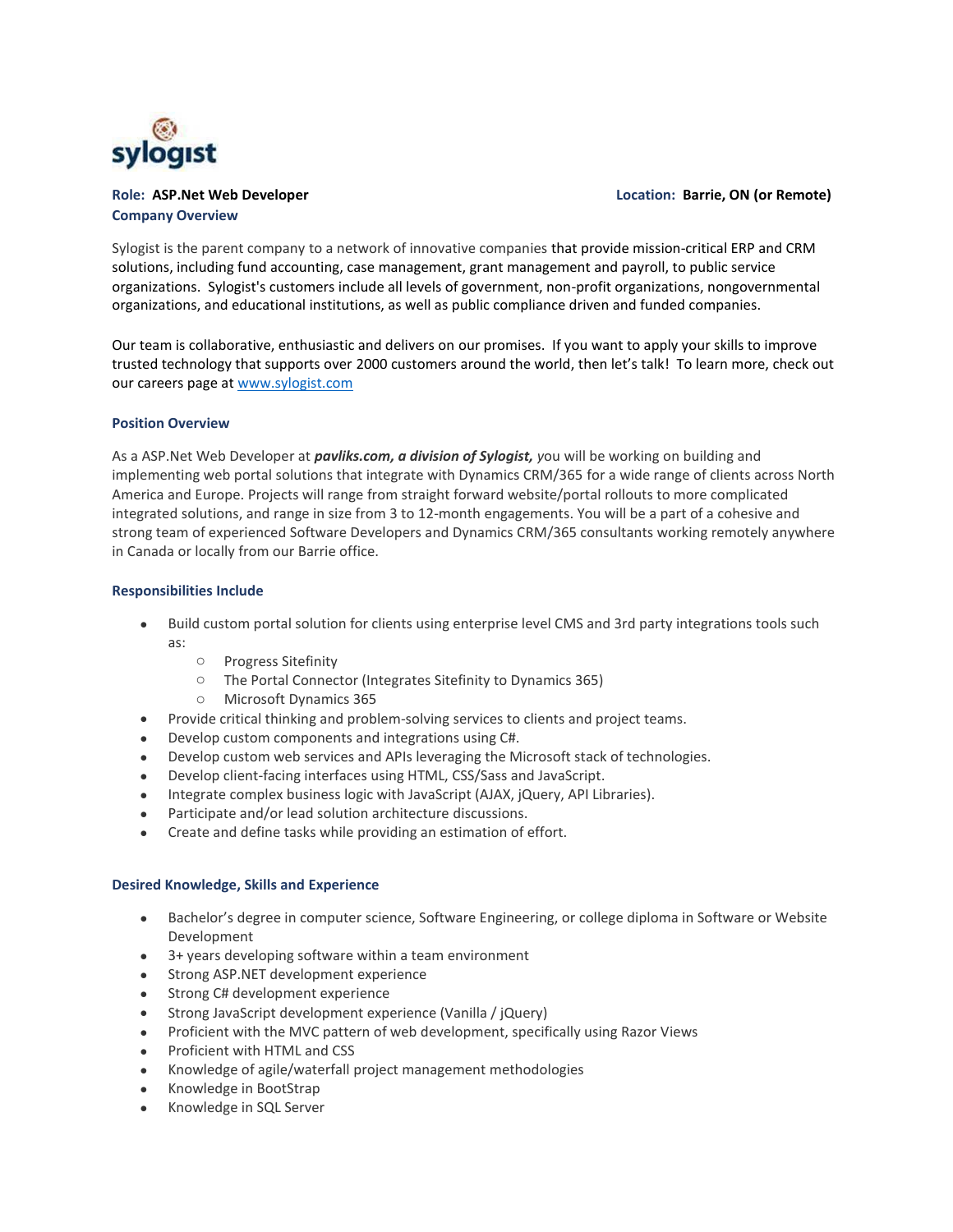sylogist

**Role: ASP.Net Web Developer** **Location: Barrie, ON (or Remote)**

## Company Overview

Sylogist is the parent company to a network of innovative companies that provide mission-critical ERP and CRM solutions, including fund accounting, case management, grant management and payroll, to public service organizations. Sylogist's customers include all levels of government, non-profit organizations, nongovernmental organizations, and educational institutions, as well as public compliance driven and funded companies.

Our team is collaborative, enthusiastic and delivers on our promises. If you want to apply your skills to improve trusted technology that supports over 2000 customers around the world, then let's talk! To learn more, check out our careers page at [www.sylogist.com](http://www.sylogist.com)

## Position Overview

As a ASP.Net Web Developer at ***pavliks.com, a division of Sylogist,*** you will be working on building and implementing web portal solutions that integrate with Dynamics CRM/365 for a wide range of clients across North America and Europe. Projects will range from straight forward website/portal rollouts to more complicated integrated solutions, and range in size from 3 to 12-month engagements. You will be a part of a cohesive and strong team of experienced Software Developers and Dynamics CRM/365 consultants working remotely anywhere in Canada or locally from our Barrie office.

## Responsibilities Include

- Build custom portal solution for clients using enterprise level CMS and 3rd party integrations tools such as:
  - Progress Sitefinity
  - The Portal Connector (Integrates Sitefinity to Dynamics 365)
  - Microsoft Dynamics 365
- Provide critical thinking and problem-solving services to clients and project teams.
- Develop custom components and integrations using C#.
- Develop custom web services and APIs leveraging the Microsoft stack of technologies.
- Develop client-facing interfaces using HTML, CSS/Sass and JavaScript.
- Integrate complex business logic with JavaScript (AJAX, jQuery, API Libraries).
- Participate and/or lead solution architecture discussions.
- Create and define tasks while providing an estimation of effort.

## Desired Knowledge, Skills and Experience

- Bachelor's degree in computer science, Software Engineering, or college diploma in Software or Website Development
- 3+ years developing software within a team environment
- Strong ASP.NET development experience
- Strong C# development experience
- Strong JavaScript development experience (Vanilla / jQuery)
- Proficient with the MVC pattern of web development, specifically using Razor Views
- Proficient with HTML and CSS
- Knowledge of agile/waterfall project management methodologies
- Knowledge in BootStrap
- Knowledge in SQL Server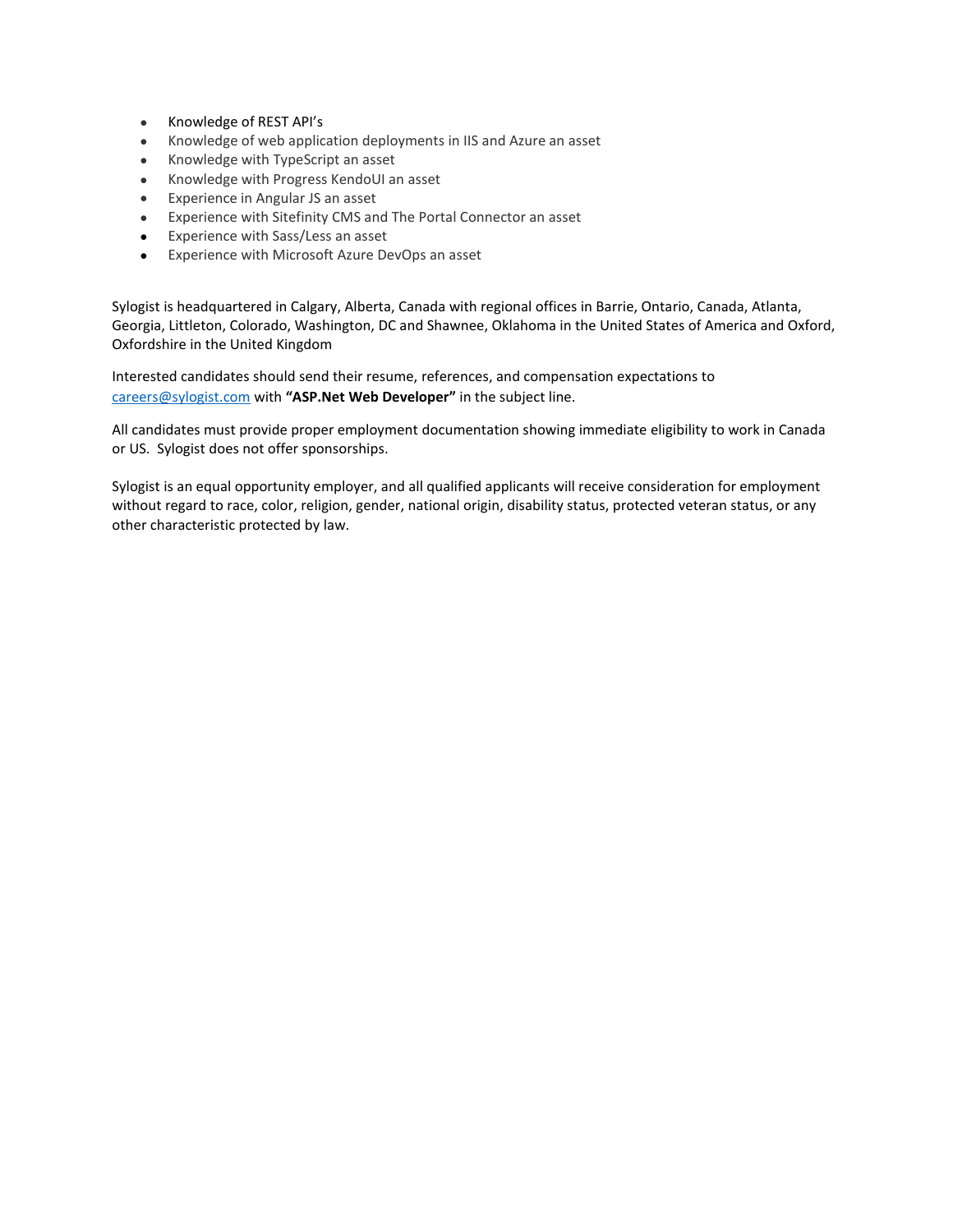- Knowledge of REST API's
- Knowledge of web application deployments in IIS and Azure an asset
- Knowledge with TypeScript an asset
- Knowledge with Progress KendoUI an asset
- Experience in Angular JS an asset
- Experience with Sitefinity CMS and The Portal Connector an asset
- Experience with Sass/Less an asset
- Experience with Microsoft Azure DevOps an asset

Sylogist is headquartered in Calgary, Alberta, Canada with regional offices in Barrie, Ontario, Canada, Atlanta, Georgia, Littleton, Colorado, Washington, DC and Shawnee, Oklahoma in the United States of America and Oxford, Oxfordshire in the United Kingdom

Interested candidates should send their resume, references, and compensation expectations to careers@sylogist.com with **"ASP.Net Web Developer"** in the subject line.

All candidates must provide proper employment documentation showing immediate eligibility to work in Canada or US. Sylogist does not offer sponsorships.

Sylogist is an equal opportunity employer, and all qualified applicants will receive consideration for employment without regard to race, color, religion, gender, national origin, disability status, protected veteran status, or any other characteristic protected by law.